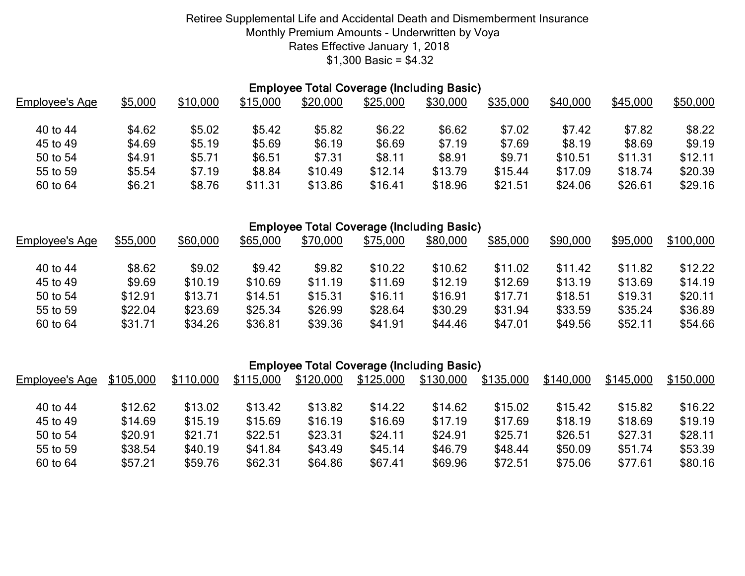# Retiree Supplemental Life and Accidental Death and Dismemberment Insurance

Monthly Premium Amounts - Underwritten by Voya

Rates Effective January 1, 2018

$1,300 Basic = $4.32

**Employee Total Coverage (Including Basic)**

| Employee's Age | $5,000 | $10,000 | $15,000 | $20,000 | $25,000 | $30,000 | $35,000 | $40,000 | $45,000 | $50,000 |
|---|---|---|---|---|---|---|---|---|---|---|
| 40 to 44 | $4.62 | $5.02 | $5.42 | $5.82 | $6.22 | $6.62 | $7.02 | $7.42 | $7.82 | $8.22 |
| 45 to 49 | $4.69 | $5.19 | $5.69 | $6.19 | $6.69 | $7.19 | $7.69 | $8.19 | $8.69 | $9.19 |
| 50 to 54 | $4.91 | $5.71 | $6.51 | $7.31 | $8.11 | $8.91 | $9.71 | $10.51 | $11.31 | $12.11 |
| 55 to 59 | $5.54 | $7.19 | $8.84 | $10.49 | $12.14 | $13.79 | $15.44 | $17.09 | $18.74 | $20.39 |
| 60 to 64 | $6.21 | $8.76 | $11.31 | $13.86 | $16.41 | $18.96 | $21.51 | $24.06 | $26.61 | $29.16 |

**Employee Total Coverage (Including Basic)**

| Employee's Age | $55,000 | $60,000 | $65,000 | $70,000 | $75,000 | $80,000 | $85,000 | $90,000 | $95,000 | $100,000 |
|---|---|---|---|---|---|---|---|---|---|---|
| 40 to 44 | $8.62 | $9.02 | $9.42 | $9.82 | $10.22 | $10.62 | $11.02 | $11.42 | $11.82 | $12.22 |
| 45 to 49 | $9.69 | $10.19 | $10.69 | $11.19 | $11.69 | $12.19 | $12.69 | $13.19 | $13.69 | $14.19 |
| 50 to 54 | $12.91 | $13.71 | $14.51 | $15.31 | $16.11 | $16.91 | $17.71 | $18.51 | $19.31 | $20.11 |
| 55 to 59 | $22.04 | $23.69 | $25.34 | $26.99 | $28.64 | $30.29 | $31.94 | $33.59 | $35.24 | $36.89 |
| 60 to 64 | $31.71 | $34.26 | $36.81 | $39.36 | $41.91 | $44.46 | $47.01 | $49.56 | $52.11 | $54.66 |

**Employee Total Coverage (Including Basic)**

| Employee's Age | $105,000 | $110,000 | $115,000 | $120,000 | $125,000 | $130,000 | $135,000 | $140,000 | $145,000 | $150,000 |
|---|---|---|---|---|---|---|---|---|---|---|
| 40 to 44 | $12.62 | $13.02 | $13.42 | $13.82 | $14.22 | $14.62 | $15.02 | $15.42 | $15.82 | $16.22 |
| 45 to 49 | $14.69 | $15.19 | $15.69 | $16.19 | $16.69 | $17.19 | $17.69 | $18.19 | $18.69 | $19.19 |
| 50 to 54 | $20.91 | $21.71 | $22.51 | $23.31 | $24.11 | $24.91 | $25.71 | $26.51 | $27.31 | $28.11 |
| 55 to 59 | $38.54 | $40.19 | $41.84 | $43.49 | $45.14 | $46.79 | $48.44 | $50.09 | $51.74 | $53.39 |
| 60 to 64 | $57.21 | $59.76 | $62.31 | $64.86 | $67.41 | $69.96 | $72.51 | $75.06 | $77.61 | $80.16 |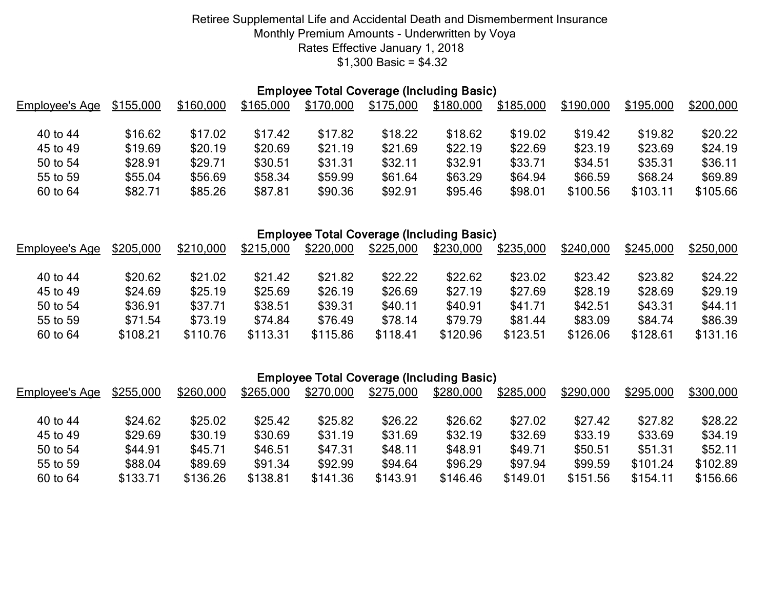Retiree Supplemental Life and Accidental Death and Dismemberment Insurance
Monthly Premium Amounts - Underwritten by Voya
Rates Effective January 1, 2018
$1,300 Basic = $4.32

**Employee Total Coverage (Including Basic)**

| Employee's Age | $155,000 | $160,000 | $165,000 | $170,000 | $175,000 | $180,000 | $185,000 | $190,000 | $195,000 | $200,000 |
|---|---|---|---|---|---|---|---|---|---|---|
| 40 to 44 | $16.62 | $17.02 | $17.42 | $17.82 | $18.22 | $18.62 | $19.02 | $19.42 | $19.82 | $20.22 |
| 45 to 49 | $19.69 | $20.19 | $20.69 | $21.19 | $21.69 | $22.19 | $22.69 | $23.19 | $23.69 | $24.19 |
| 50 to 54 | $28.91 | $29.71 | $30.51 | $31.31 | $32.11 | $32.91 | $33.71 | $34.51 | $35.31 | $36.11 |
| 55 to 59 | $55.04 | $56.69 | $58.34 | $59.99 | $61.64 | $63.29 | $64.94 | $66.59 | $68.24 | $69.89 |
| 60 to 64 | $82.71 | $85.26 | $87.81 | $90.36 | $92.91 | $95.46 | $98.01 | $100.56 | $103.11 | $105.66 |

**Employee Total Coverage (Including Basic)**

| Employee's Age | $205,000 | $210,000 | $215,000 | $220,000 | $225,000 | $230,000 | $235,000 | $240,000 | $245,000 | $250,000 |
|---|---|---|---|---|---|---|---|---|---|---|
| 40 to 44 | $20.62 | $21.02 | $21.42 | $21.82 | $22.22 | $22.62 | $23.02 | $23.42 | $23.82 | $24.22 |
| 45 to 49 | $24.69 | $25.19 | $25.69 | $26.19 | $26.69 | $27.19 | $27.69 | $28.19 | $28.69 | $29.19 |
| 50 to 54 | $36.91 | $37.71 | $38.51 | $39.31 | $40.11 | $40.91 | $41.71 | $42.51 | $43.31 | $44.11 |
| 55 to 59 | $71.54 | $73.19 | $74.84 | $76.49 | $78.14 | $79.79 | $81.44 | $83.09 | $84.74 | $86.39 |
| 60 to 64 | $108.21 | $110.76 | $113.31 | $115.86 | $118.41 | $120.96 | $123.51 | $126.06 | $128.61 | $131.16 |

**Employee Total Coverage (Including Basic)**

| Employee's Age | $255,000 | $260,000 | $265,000 | $270,000 | $275,000 | $280,000 | $285,000 | $290,000 | $295,000 | $300,000 |
|---|---|---|---|---|---|---|---|---|---|---|
| 40 to 44 | $24.62 | $25.02 | $25.42 | $25.82 | $26.22 | $26.62 | $27.02 | $27.42 | $27.82 | $28.22 |
| 45 to 49 | $29.69 | $30.19 | $30.69 | $31.19 | $31.69 | $32.19 | $32.69 | $33.19 | $33.69 | $34.19 |
| 50 to 54 | $44.91 | $45.71 | $46.51 | $47.31 | $48.11 | $48.91 | $49.71 | $50.51 | $51.31 | $52.11 |
| 55 to 59 | $88.04 | $89.69 | $91.34 | $92.99 | $94.64 | $96.29 | $97.94 | $99.59 | $101.24 | $102.89 |
| 60 to 64 | $133.71 | $136.26 | $138.81 | $141.36 | $143.91 | $146.46 | $149.01 | $151.56 | $154.11 | $156.66 |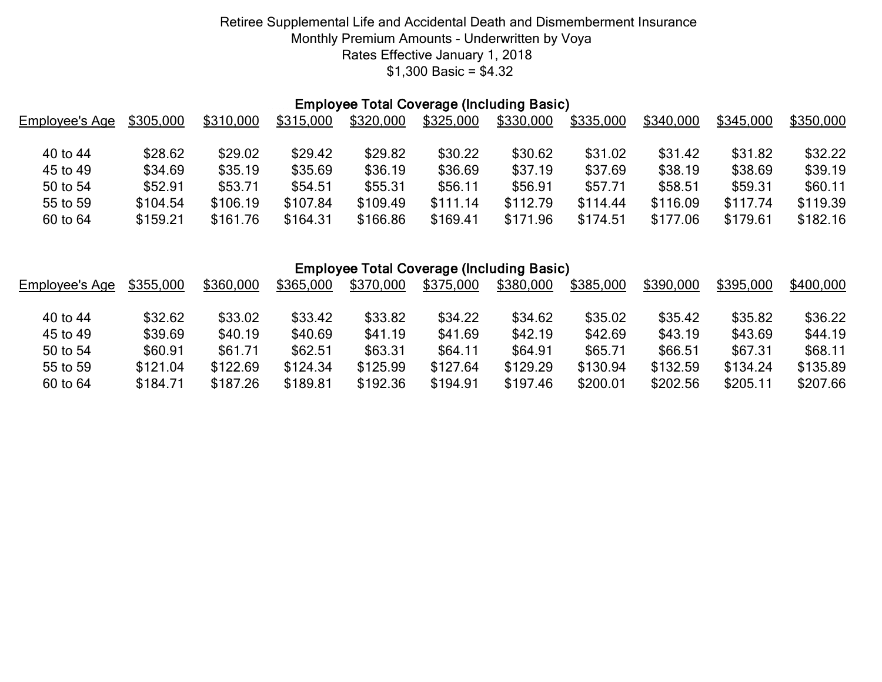Retiree Supplemental Life and Accidental Death and Dismemberment Insurance
Monthly Premium Amounts - Underwritten by Voya
Rates Effective January 1, 2018
$1,300 Basic = $4.32

**Employee Total Coverage (Including Basic)**

| Employee's Age | $305,000 | $310,000 | $315,000 | $320,000 | $325,000 | $330,000 | $335,000 | $340,000 | $345,000 | $350,000 |
|---|---|---|---|---|---|---|---|---|---|---|
| 40 to 44 | $28.62 | $29.02 | $29.42 | $29.82 | $30.22 | $30.62 | $31.02 | $31.42 | $31.82 | $32.22 |
| 45 to 49 | $34.69 | $35.19 | $35.69 | $36.19 | $36.69 | $37.19 | $37.69 | $38.19 | $38.69 | $39.19 |
| 50 to 54 | $52.91 | $53.71 | $54.51 | $55.31 | $56.11 | $56.91 | $57.71 | $58.51 | $59.31 | $60.11 |
| 55 to 59 | $104.54 | $106.19 | $107.84 | $109.49 | $111.14 | $112.79 | $114.44 | $116.09 | $117.74 | $119.39 |
| 60 to 64 | $159.21 | $161.76 | $164.31 | $166.86 | $169.41 | $171.96 | $174.51 | $177.06 | $179.61 | $182.16 |

**Employee Total Coverage (Including Basic)**

| Employee's Age | $355,000 | $360,000 | $365,000 | $370,000 | $375,000 | $380,000 | $385,000 | $390,000 | $395,000 | $400,000 |
|---|---|---|---|---|---|---|---|---|---|---|
| 40 to 44 | $32.62 | $33.02 | $33.42 | $33.82 | $34.22 | $34.62 | $35.02 | $35.42 | $35.82 | $36.22 |
| 45 to 49 | $39.69 | $40.19 | $40.69 | $41.19 | $41.69 | $42.19 | $42.69 | $43.19 | $43.69 | $44.19 |
| 50 to 54 | $60.91 | $61.71 | $62.51 | $63.31 | $64.11 | $64.91 | $65.71 | $66.51 | $67.31 | $68.11 |
| 55 to 59 | $121.04 | $122.69 | $124.34 | $125.99 | $127.64 | $129.29 | $130.94 | $132.59 | $134.24 | $135.89 |
| 60 to 64 | $184.71 | $187.26 | $189.81 | $192.36 | $194.91 | $197.46 | $200.01 | $202.56 | $205.11 | $207.66 |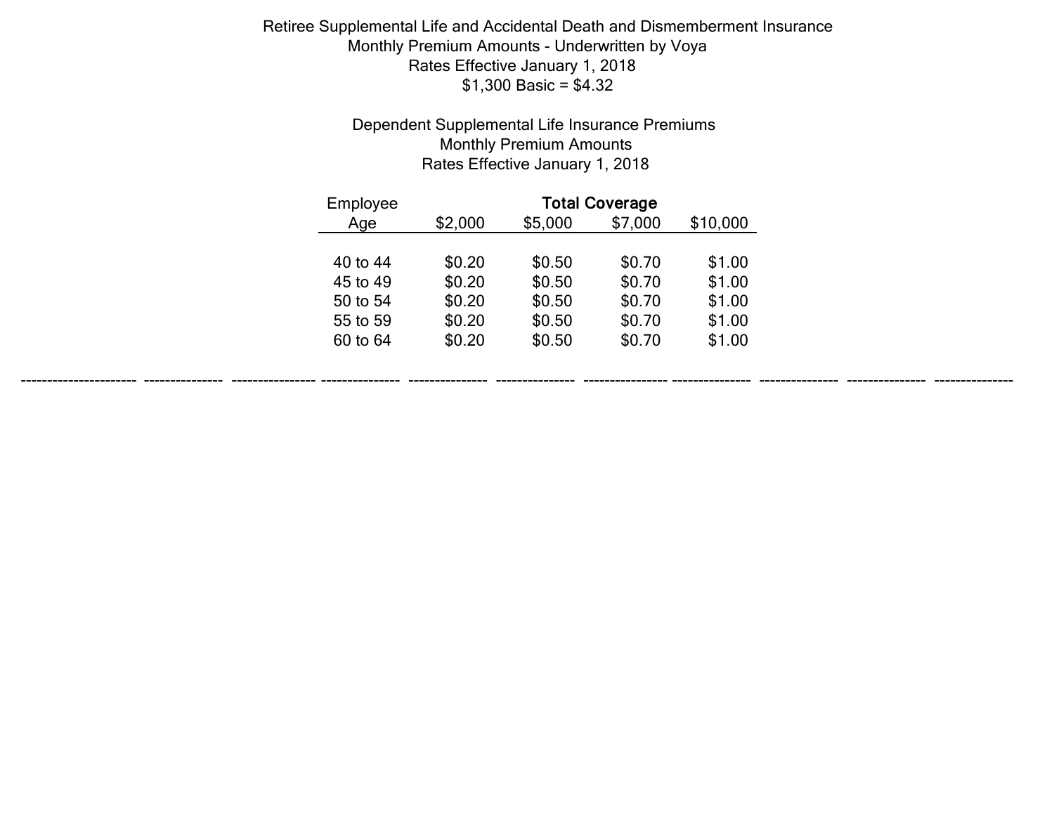Retiree Supplemental Life and Accidental Death and Dismemberment Insurance
Monthly Premium Amounts - Underwritten by Voya
Rates Effective January 1, 2018
$1,300 Basic = $4.32

Dependent Supplemental Life Insurance Premiums
Monthly Premium Amounts
Rates Effective January 1, 2018

| Employee Age | Total Coverage | | | |
|---|---|---|---|---|
| | $2,000 | $5,000 | $7,000 | $10,000 |
| 40 to 44 | $0.20 | $0.50 | $0.70 | $1.00 |
| 45 to 49 | $0.20 | $0.50 | $0.70 | $1.00 |
| 50 to 54 | $0.20 | $0.50 | $0.70 | $1.00 |
| 55 to 59 | $0.20 | $0.50 | $0.70 | $1.00 |
| 60 to 64 | $0.20 | $0.50 | $0.70 | $1.00 |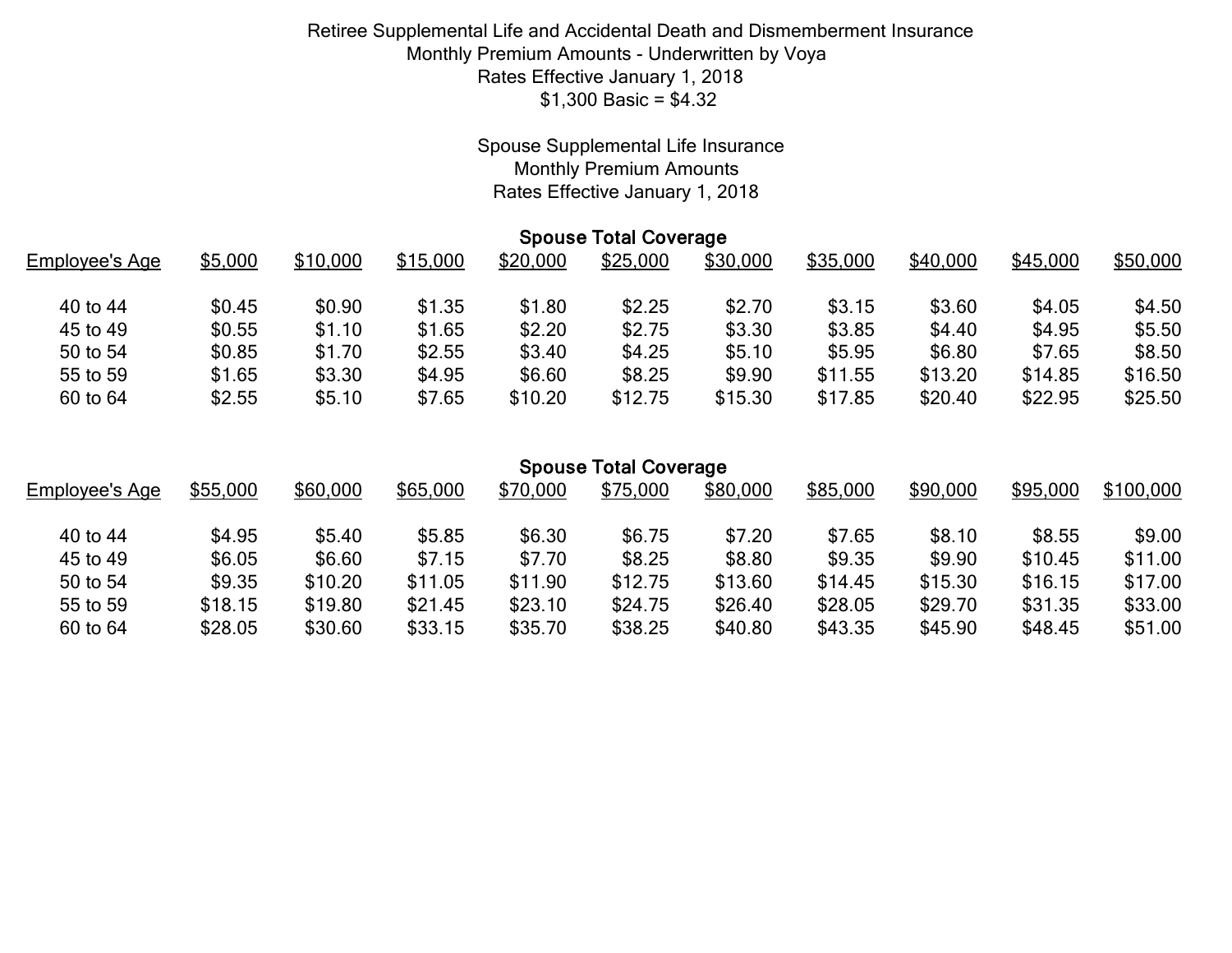Retiree Supplemental Life and Accidental Death and Dismemberment Insurance
Monthly Premium Amounts - Underwritten by Voya
Rates Effective January 1, 2018
$1,300 Basic = $4.32

Spouse Supplemental Life Insurance
Monthly Premium Amounts
Rates Effective January 1, 2018

**Spouse Total Coverage**

| Employee's Age | $5,000 | $10,000 | $15,000 | $20,000 | $25,000 | $30,000 | $35,000 | $40,000 | $45,000 | $50,000 |
|---|---|---|---|---|---|---|---|---|---|---|
| 40 to 44 | $0.45 | $0.90 | $1.35 | $1.80 | $2.25 | $2.70 | $3.15 | $3.60 | $4.05 | $4.50 |
| 45 to 49 | $0.55 | $1.10 | $1.65 | $2.20 | $2.75 | $3.30 | $3.85 | $4.40 | $4.95 | $5.50 |
| 50 to 54 | $0.85 | $1.70 | $2.55 | $3.40 | $4.25 | $5.10 | $5.95 | $6.80 | $7.65 | $8.50 |
| 55 to 59 | $1.65 | $3.30 | $4.95 | $6.60 | $8.25 | $9.90 | $11.55 | $13.20 | $14.85 | $16.50 |
| 60 to 64 | $2.55 | $5.10 | $7.65 | $10.20 | $12.75 | $15.30 | $17.85 | $20.40 | $22.95 | $25.50 |

**Spouse Total Coverage**

| Employee's Age | $55,000 | $60,000 | $65,000 | $70,000 | $75,000 | $80,000 | $85,000 | $90,000 | $95,000 | $100,000 |
|---|---|---|---|---|---|---|---|---|---|---|
| 40 to 44 | $4.95 | $5.40 | $5.85 | $6.30 | $6.75 | $7.20 | $7.65 | $8.10 | $8.55 | $9.00 |
| 45 to 49 | $6.05 | $6.60 | $7.15 | $7.70 | $8.25 | $8.80 | $9.35 | $9.90 | $10.45 | $11.00 |
| 50 to 54 | $9.35 | $10.20 | $11.05 | $11.90 | $12.75 | $13.60 | $14.45 | $15.30 | $16.15 | $17.00 |
| 55 to 59 | $18.15 | $19.80 | $21.45 | $23.10 | $24.75 | $26.40 | $28.05 | $29.70 | $31.35 | $33.00 |
| 60 to 64 | $28.05 | $30.60 | $33.15 | $35.70 | $38.25 | $40.80 | $43.35 | $45.90 | $48.45 | $51.00 |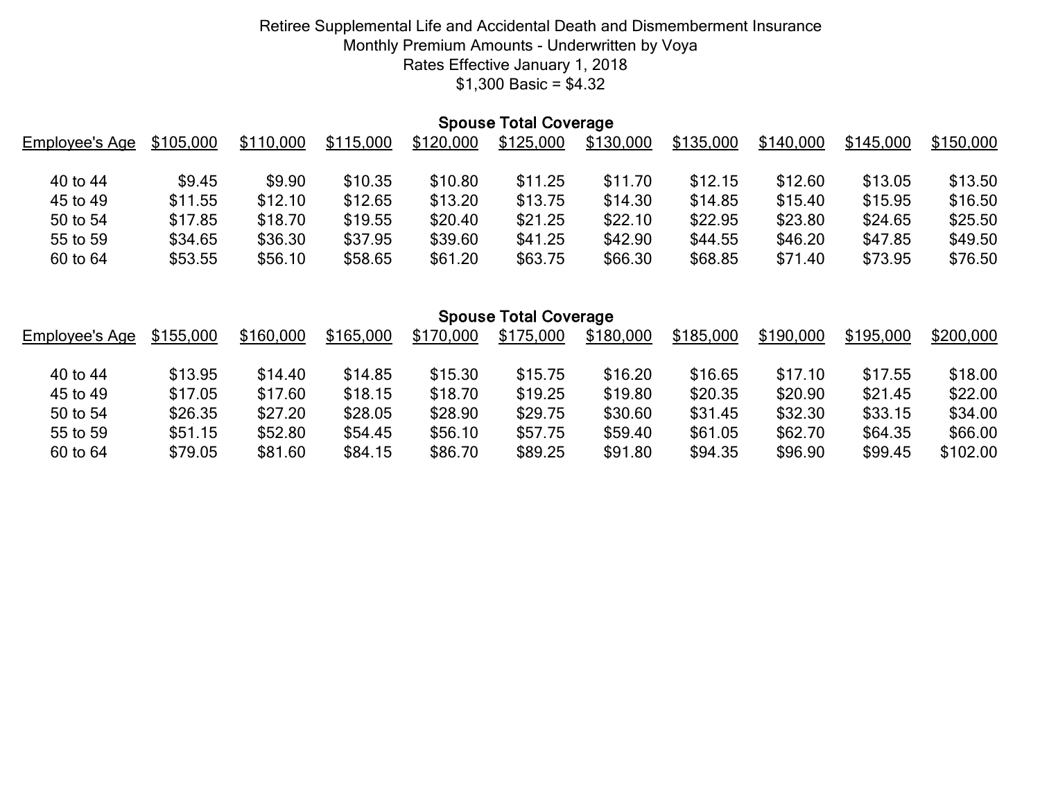Retiree Supplemental Life and Accidental Death and Dismemberment Insurance
Monthly Premium Amounts - Underwritten by Voya
Rates Effective January 1, 2018
$1,300 Basic = $4.32

| | Spouse Total Coverage | | | | | | | | | |
|---|---|---|---|---|---|---|---|---|---|---|
| Employee's Age | $105,000 | $110,000 | $115,000 | $120,000 | $125,000 | $130,000 | $135,000 | $140,000 | $145,000 | $150,000 |
| 40 to 44 | $9.45 | $9.90 | $10.35 | $10.80 | $11.25 | $11.70 | $12.15 | $12.60 | $13.05 | $13.50 |
| 45 to 49 | $11.55 | $12.10 | $12.65 | $13.20 | $13.75 | $14.30 | $14.85 | $15.40 | $15.95 | $16.50 |
| 50 to 54 | $17.85 | $18.70 | $19.55 | $20.40 | $21.25 | $22.10 | $22.95 | $23.80 | $24.65 | $25.50 |
| 55 to 59 | $34.65 | $36.30 | $37.95 | $39.60 | $41.25 | $42.90 | $44.55 | $46.20 | $47.85 | $49.50 |
| 60 to 64 | $53.55 | $56.10 | $58.65 | $61.20 | $63.75 | $66.30 | $68.85 | $71.40 | $73.95 | $76.50 |

| | Spouse Total Coverage | | | | | | | | | |
|---|---|---|---|---|---|---|---|---|---|---|
| Employee's Age | $155,000 | $160,000 | $165,000 | $170,000 | $175,000 | $180,000 | $185,000 | $190,000 | $195,000 | $200,000 |
| 40 to 44 | $13.95 | $14.40 | $14.85 | $15.30 | $15.75 | $16.20 | $16.65 | $17.10 | $17.55 | $18.00 |
| 45 to 49 | $17.05 | $17.60 | $18.15 | $18.70 | $19.25 | $19.80 | $20.35 | $20.90 | $21.45 | $22.00 |
| 50 to 54 | $26.35 | $27.20 | $28.05 | $28.90 | $29.75 | $30.60 | $31.45 | $32.30 | $33.15 | $34.00 |
| 55 to 59 | $51.15 | $52.80 | $54.45 | $56.10 | $57.75 | $59.40 | $61.05 | $62.70 | $64.35 | $66.00 |
| 60 to 64 | $79.05 | $81.60 | $84.15 | $86.70 | $89.25 | $91.80 | $94.35 | $96.90 | $99.45 | $102.00 |